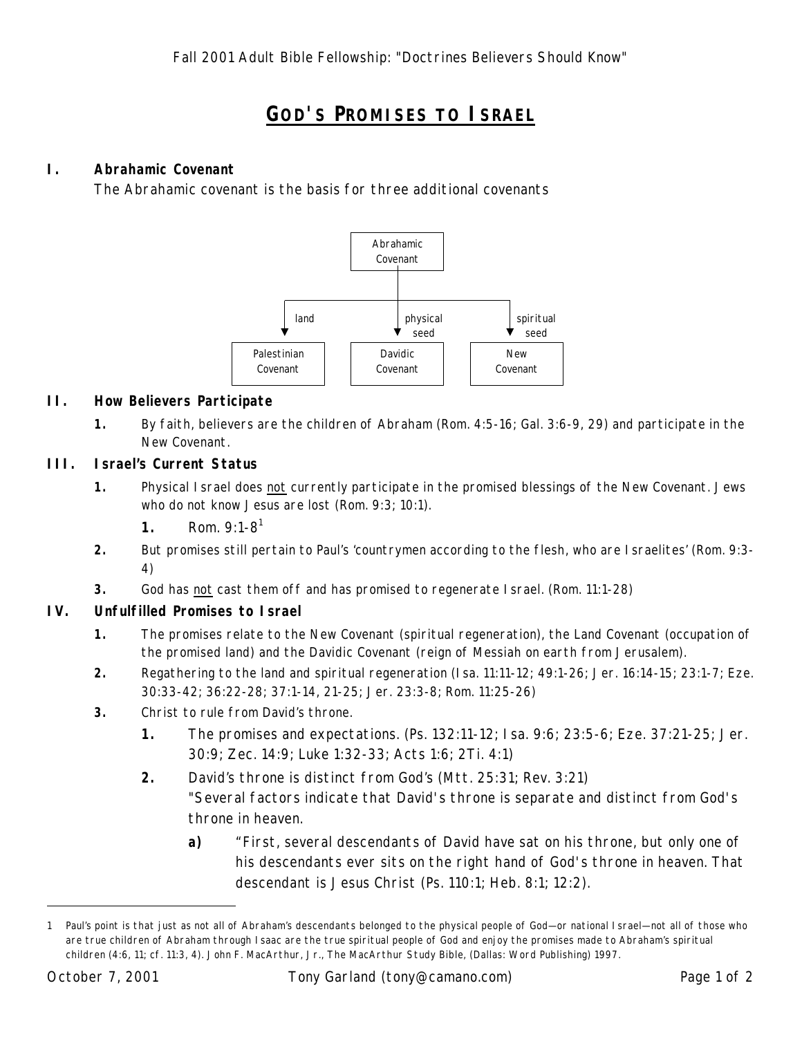# GOD'S PROMISES TO ISRAEL

## I. Abrahamic Covenant

The Abrahamic covenant is the basis for three additional covenants

```
                 Abrahamic
                 Covenant
                     |
        +------------+------------+
   land |   physical |  spiritual |
        v      seed  v      seed  v
  Palestinian     Davidic        New
   Covenant      Covenant      Covenant
```

## II. How Believers Participate

1. By faith, believers are the children of Abraham (Rom. 4:5-16; Gal. 3:6-9, 29) and participate in the New Covenant.

## III. Israel's Current Status

1. Physical Israel does not currently participate in the promised blessings of the New Covenant. Jews who do not know Jesus are lost (Rom. 9:3; 10:1).
   1. Rom. 9:1-8[1]
2. But promises still pertain to Paul's 'countrymen according to the flesh, who are Israelites' (Rom. 9:3-4)
3. God has not cast them off and has promised to regenerate Israel. (Rom. 11:1-28)

## IV. Unfulfilled Promises to Israel

1. The promises relate to the New Covenant (spiritual regeneration), the Land Covenant (occupation of the promised land) and the Davidic Covenant (reign of Messiah on earth from Jerusalem).
2. Regathering to the land and spiritual regeneration (Isa. 11:11-12; 49:1-26; Jer. 16:14-15; 23:1-7; Eze. 30:33-42; 36:22-28; 37:1-14, 21-25; Jer. 23:3-8; Rom. 11:25-26)
3. Christ to rule from David's throne.
   1. The promises and expectations. (Ps. 132:11-12; Isa. 9:6; 23:5-6; Eze. 37:21-25; Jer. 30:9; Zec. 14:9; Luke 1:32-33; Acts 1:6; 2Ti. 4:1)
   2. David's throne is distinct from God's (Mtt. 25:31; Rev. 3:21)
      "Several factors indicate that David's throne is separate and distinct from God's throne in heaven.
      a) "First, several descendants of David have sat on his throne, but only one of his descendants ever sits on the right hand of God's throne in heaven. That descendant is Jesus Christ (Ps. 110:1; Heb. 8:1; 12:2).

---

1 Paul's point is that just as not all of Abraham's descendants belonged to the physical people of God—or national Israel—not all of those who are true children of Abraham through Isaac are the true spiritual people of God and enjoy the promises made to Abraham's spiritual children (4:6, 11; cf. 11:3, 4). John F. MacArthur, Jr., The MacArthur Study Bible, (Dallas: Word Publishing) 1997.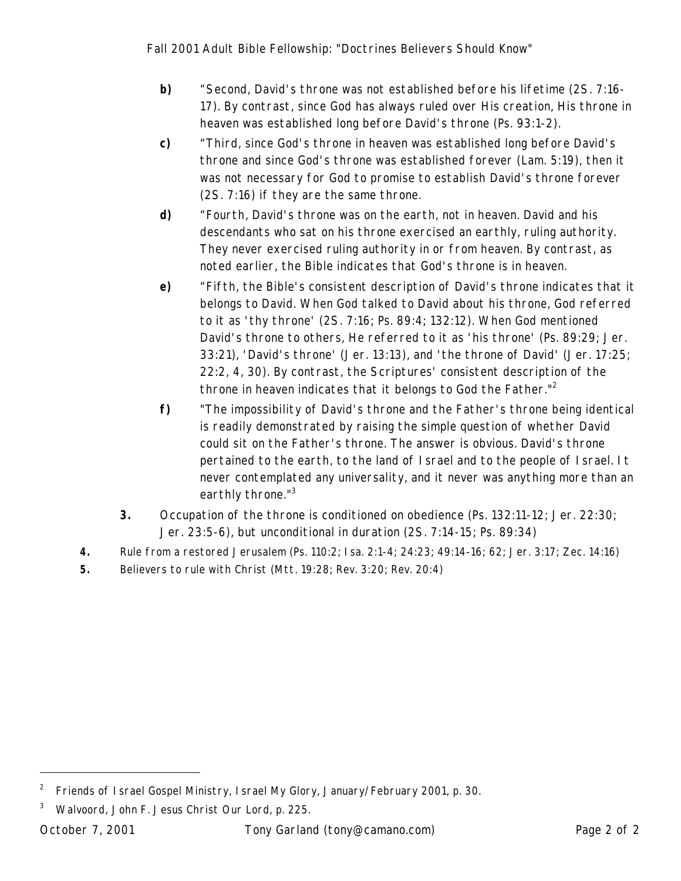b) “Second, David's throne was not established before his lifetime (2S. 7:16-17). By contrast, since God has always ruled over His creation, His throne in heaven was established long before David's throne (Ps. 93:1-2).

c) “Third, since God's throne in heaven was established long before David's throne and since God's throne was established forever (Lam. 5:19), then it was not necessary for God to promise to establish David's throne forever (2S. 7:16) if they are the same throne.

d) “Fourth, David's throne was on the earth, not in heaven. David and his descendants who sat on his throne exercised an earthly, ruling authority. They never exercised ruling authority in or from heaven. By contrast, as noted earlier, the Bible indicates that God's throne is in heaven.

e) “Fifth, the Bible's consistent description of David's throne indicates that it belongs to David. When God talked to David about his throne, God referred to it as 'thy throne' (2S. 7:16; Ps. 89:4; 132:12). When God mentioned David's throne to others, He referred to it as 'his throne' (Ps. 89:29; Jer. 33:21), 'David's throne' (Jer. 13:13), and 'the throne of David' (Jer. 17:25; 22:2, 4, 30). By contrast, the Scriptures' consistent description of the throne in heaven indicates that it belongs to God the Father."[2]

f) "The impossibility of David's throne and the Father's throne being identical is readily demonstrated by raising the simple question of whether David could sit on the Father's throne. The answer is obvious. David's throne pertained to the earth, to the land of Israel and to the people of Israel. It never contemplated any universality, and it never was anything more than an earthly throne."[3]

3. Occupation of the throne is conditioned on obedience (Ps. 132:11-12; Jer. 22:30; Jer. 23:5-6), but unconditional in duration (2S. 7:14-15; Ps. 89:34)

4. Rule from a restored Jerusalem (Ps. 110:2; Isa. 2:1-4; 24:23; 49:14-16; 62; Jer. 3:17; Zec. 14:16)

5. Believers to rule with Christ (Mtt. 19:28; Rev. 3:20; Rev. 20:4)

---

[2] Friends of Israel Gospel Ministry, Israel My Glory, January/February 2001, p. 30.

[3] Walvoord, John F. Jesus Christ Our Lord, p. 225.